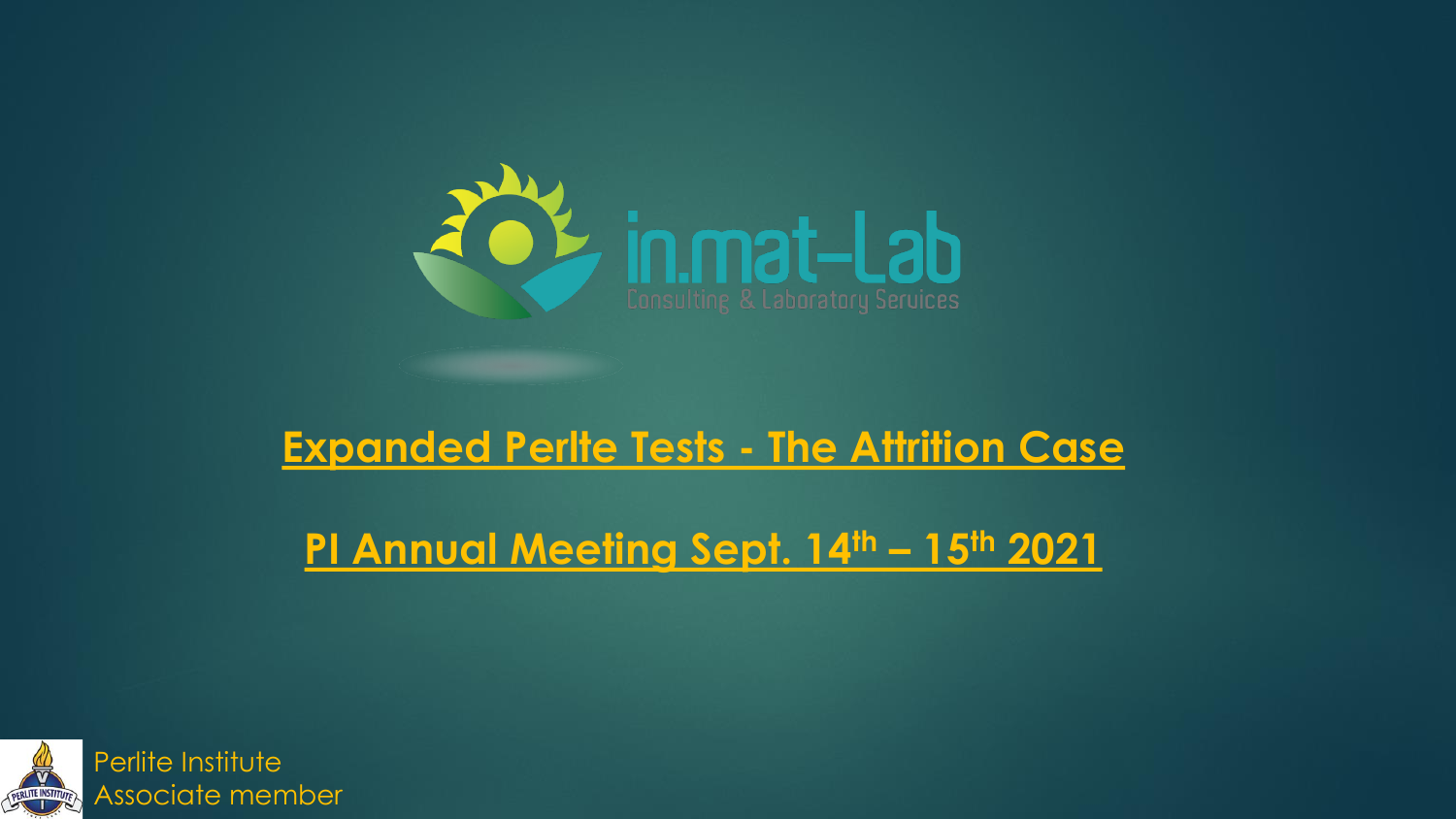in.mat-Lab

Consulting & Laboratory Services

# Expanded Perlte Tests - The Attrition Case

## PI Annual Meeting Sept. 14th – 15th 2021

Perlite Institute
Associate member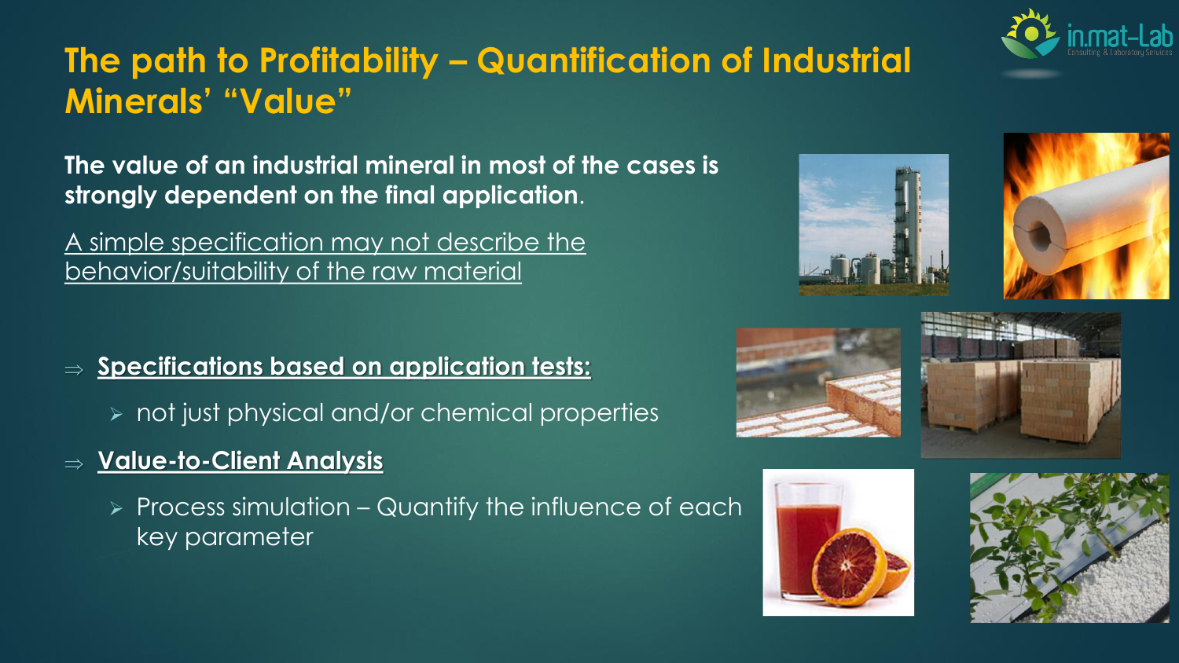# The path to Profitability – Quantification of Industrial Minerals' "Value"

**The value of an industrial mineral in most of the cases is strongly dependent on the final application.**

<u>A simple specification may not describe the behavior/suitability of the raw material</u>

⇒ **<u>Specifications based on application tests:</u>**

- not just physical and/or chemical properties

⇒ **<u>Value-to-Client Analysis</u>**

- Process simulation – Quantify the influence of each key parameter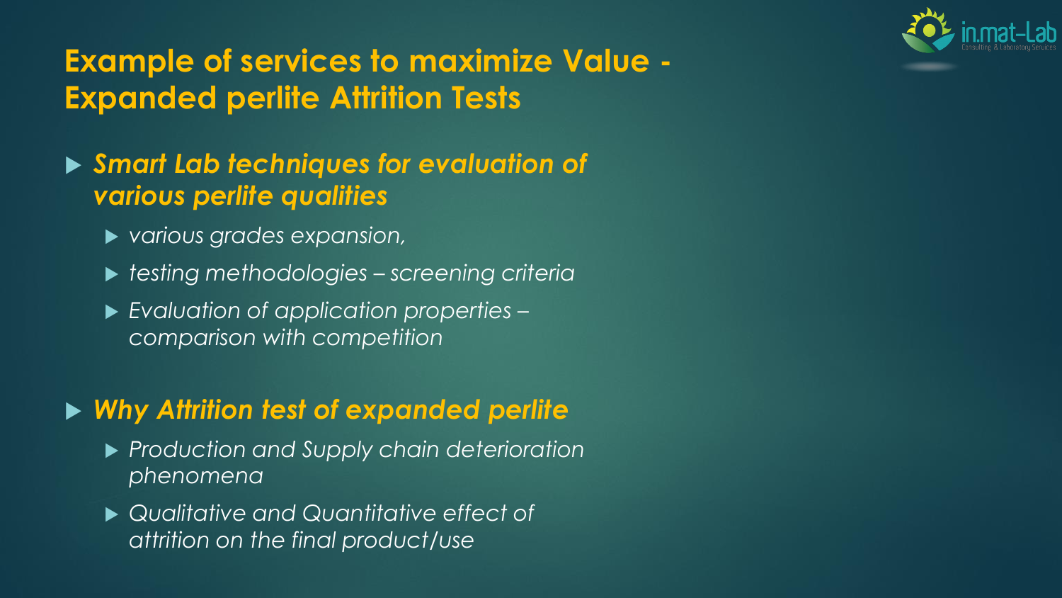# Example of services to maximize Value - Expanded perlite Attrition Tests

- ***Smart Lab techniques for evaluation of various perlite qualities***
  - *various grades expansion,*
  - *testing methodologies – screening criteria*
  - *Evaluation of application properties – comparison with competition*

- ***Why Attrition test of expanded perlite***
  - *Production and Supply chain deterioration phenomena*
  - *Qualitative and Quantitative effect of attrition on the final product/use*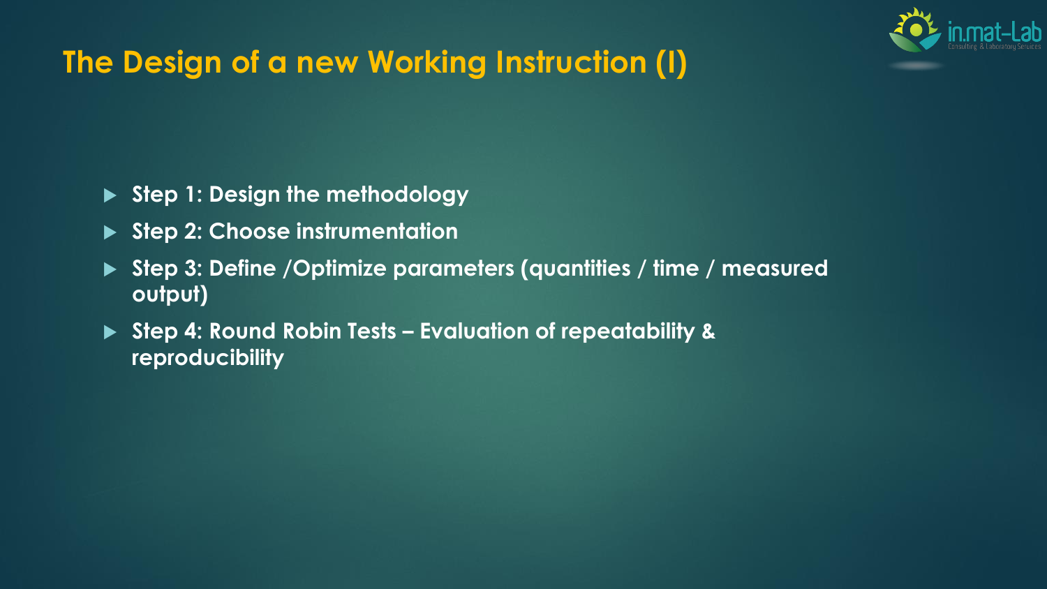## The Design of a new Working Instruction (I)

- **Step 1: Design the methodology**
- **Step 2: Choose instrumentation**
- **Step 3: Define /Optimize parameters (quantities / time / measured output)**
- **Step 4: Round Robin Tests – Evaluation of repeatability & reproducibility**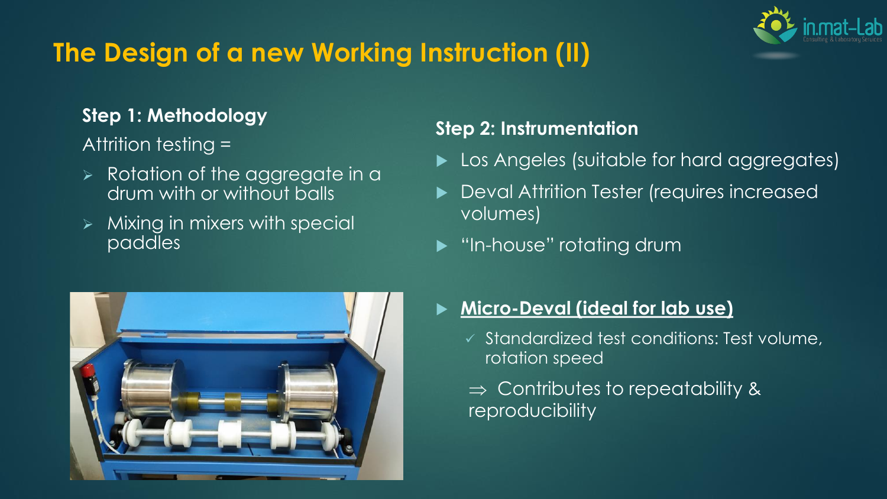# The Design of a new Working Instruction (II)

### Step 1: Methodology

Attrition testing =

- Rotation of the aggregate in a drum with or without balls
- Mixing in mixers with special paddles

### Step 2: Instrumentation

- Los Angeles (suitable for hard aggregates)
- Deval Attrition Tester (requires increased volumes)
- "In-house" rotating drum
- **Micro-Deval (ideal for lab use)**
  - ✓ Standardized test conditions: Test volume, rotation speed

  ⇒ Contributes to repeatability & reproducibility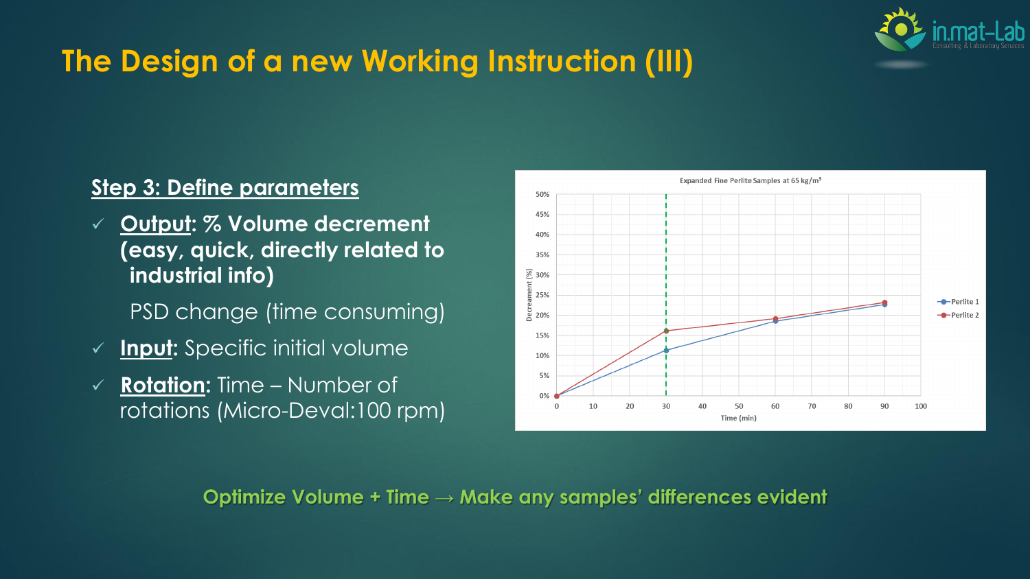# The Design of a new Working Instruction (III)

**Step 3: Define parameters**

- ✓ **Output: % Volume decrement (easy, quick, directly related to industrial info)**

  PSD change (time consuming)

- ✓ **Input:** Specific initial volume
- ✓ **Rotation:** Time – Number of rotations (Micro-Deval:100 rpm)

Expanded Fine Perlite Samples at 65 kg/m³

Decreament (%)

Time (min)

Perlite 1

Perlite 2

**Optimize Volume + Time → Make any samples' differences evident**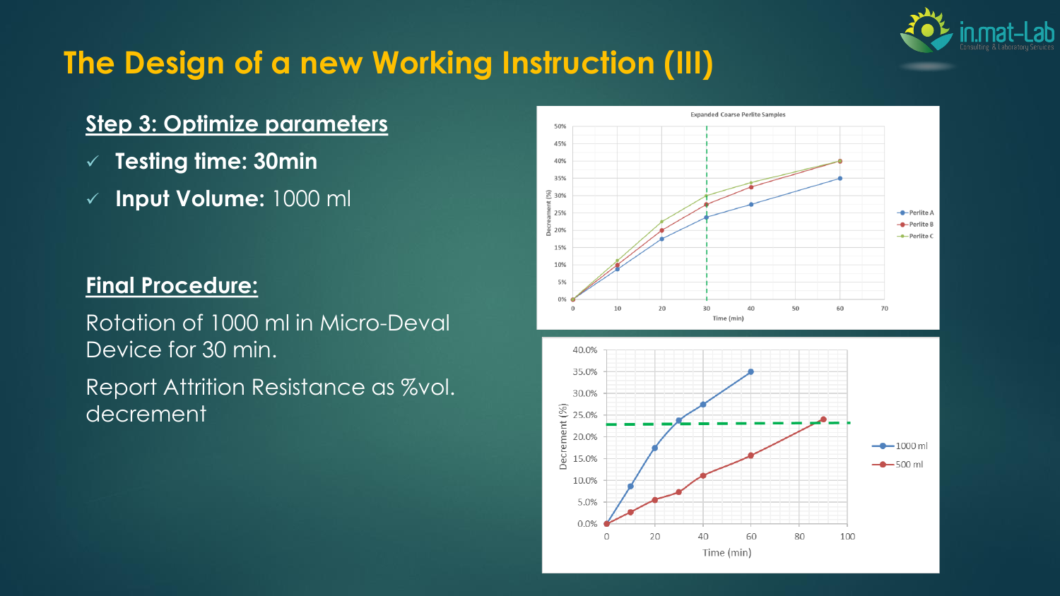# The Design of a new Working Instruction (III)

## Step 3: Optimize parameters

- ✓ **Testing time: 30min**
- ✓ **Input Volume:** 1000 ml

## Final Procedure:

Rotation of 1000 ml in Micro-Deval Device for 30 min.

Report Attrition Resistance as %vol. decrement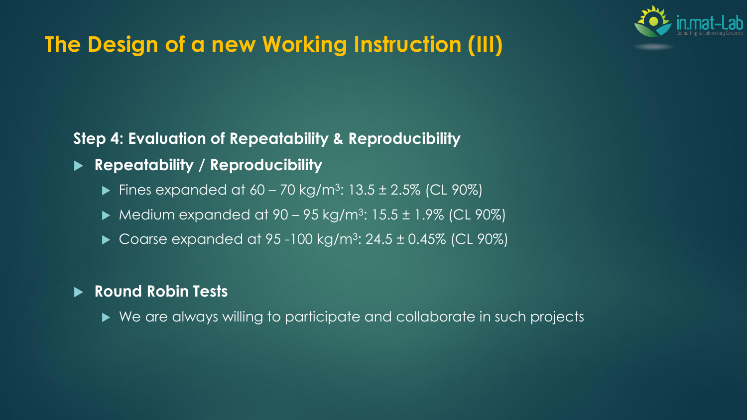# The Design of a new Working Instruction (III)

**Step 4: Evaluation of Repeatability & Reproducibility**

- **Repeatability / Reproducibility**
  - Fines expanded at 60 – 70 kg/m$^3$: 13.5 ± 2.5% (CL 90%)
  - Medium expanded at 90 – 95 kg/m$^3$: 15.5 ± 1.9% (CL 90%)
  - Coarse expanded at 95 -100 kg/m$^3$: 24.5 ± 0.45% (CL 90%)

- **Round Robin Tests**
  - We are always willing to participate and collaborate in such projects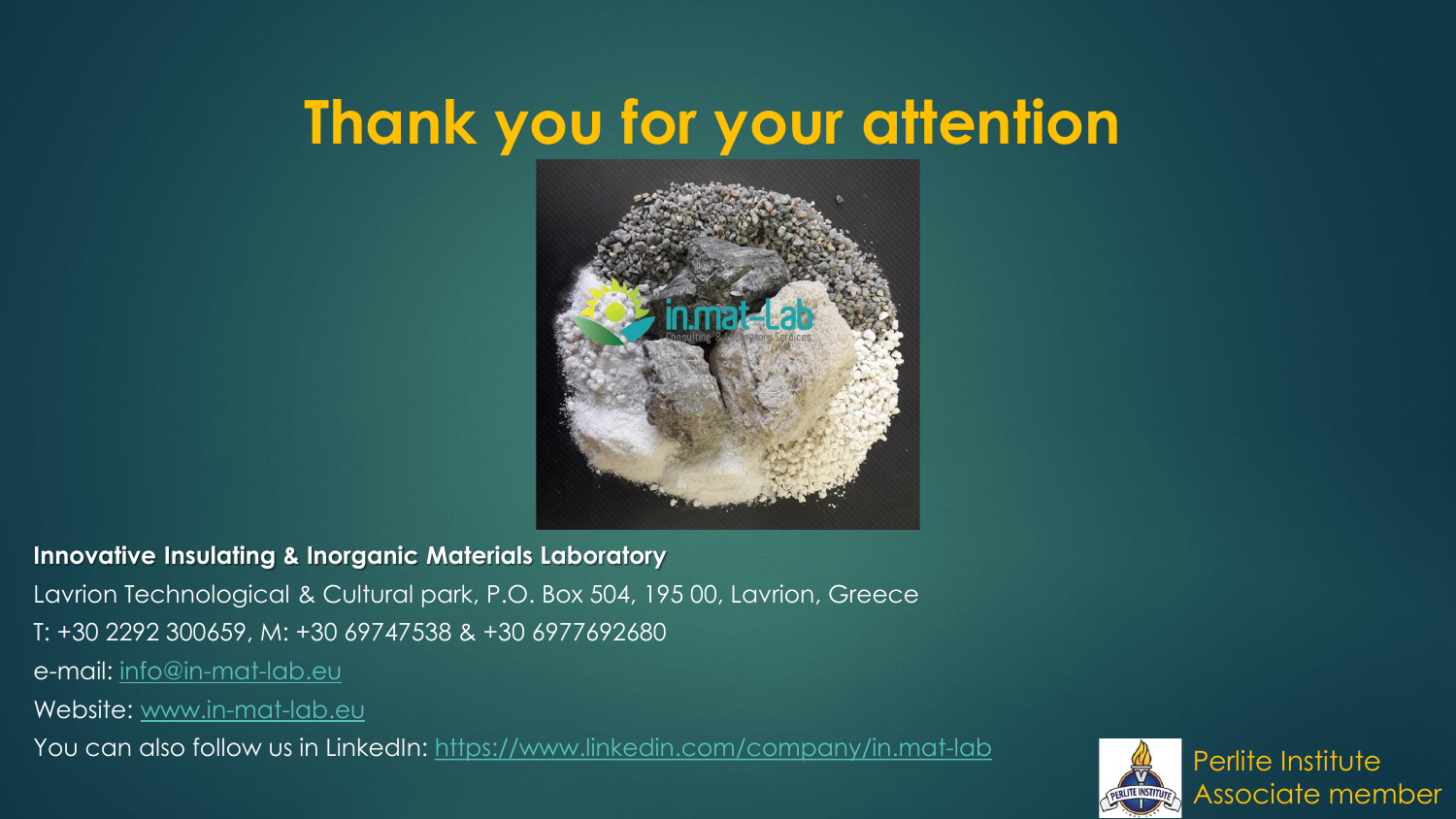# Thank you for your attention

**Innovative Insulating & Inorganic Materials Laboratory**

Lavrion Technological & Cultural park, P.O. Box 504, 195 00, Lavrion, Greece

T: +30 2292 300659, M: +30 69747538 & +30 6977692680

e-mail: info@in-mat-lab.eu

Website: www.in-mat-lab.eu

You can also follow us in LinkedIn: https://www.linkedin.com/company/in.mat-lab

Perlite Institute Associate member